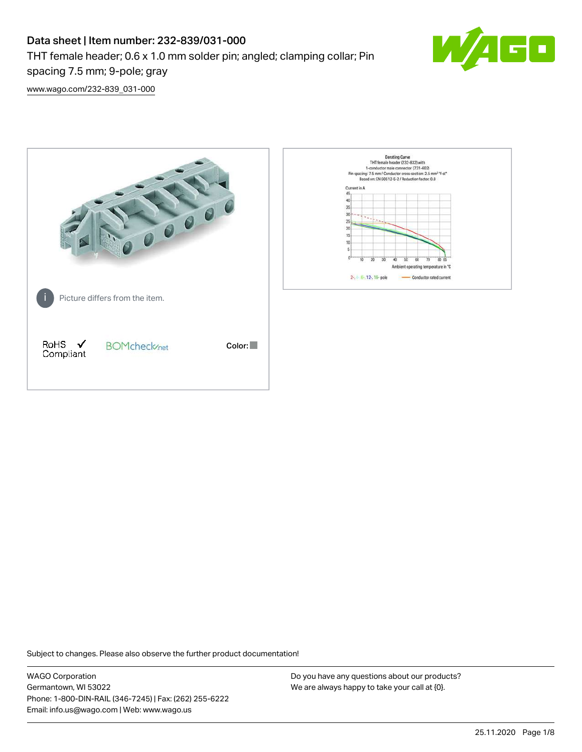# Data sheet | Item number: 232-839/031-000

THT female header; 0.6 x 1.0 mm solder pin; angled; clamping collar; Pin spacing 7.5 mm; 9-pole; gray

www.wago.com/232-839_031-000

Picture differs from the item.

RoHS ✓ Compliant

Color:

Subject to changes. Please also observe the further product documentation!

WAGO Corporation
Germantown, WI 53022
Phone: 1-800-DIN-RAIL (346-7245) | Fax: (262) 255-6222
Email: info.us@wago.com | Web: www.wago.us

Do you have any questions about our products?
We are always happy to take your call at {0}.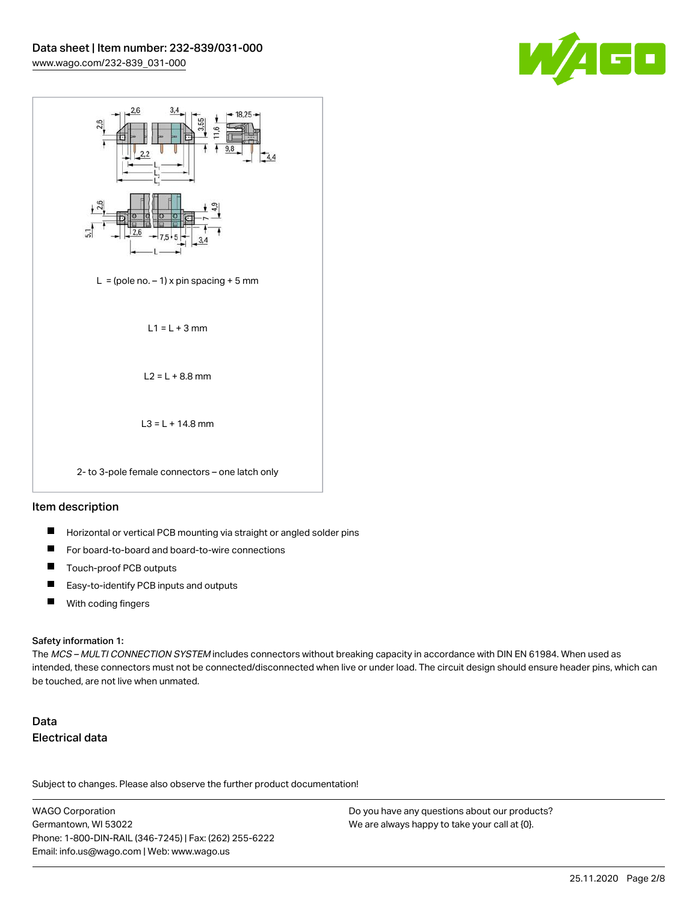L = (pole no. – 1) x pin spacing + 5 mm

L1 = L + 3 mm

L2 = L + 8.8 mm

L3 = L + 14.8 mm

2- to 3-pole female connectors – one latch only

## Item description

- Horizontal or vertical PCB mounting via straight or angled solder pins
- For board-to-board and board-to-wire connections
- Touch-proof PCB outputs
- Easy-to-identify PCB inputs and outputs
- With coding fingers

### Safety information 1:

The *MCS – MULTI CONNECTION SYSTEM* includes connectors without breaking capacity in accordance with DIN EN 61984. When used as intended, these connectors must not be connected/disconnected when live or under load. The circuit design should ensure header pins, which can be touched, are not live when unmated.

## Data

### Electrical data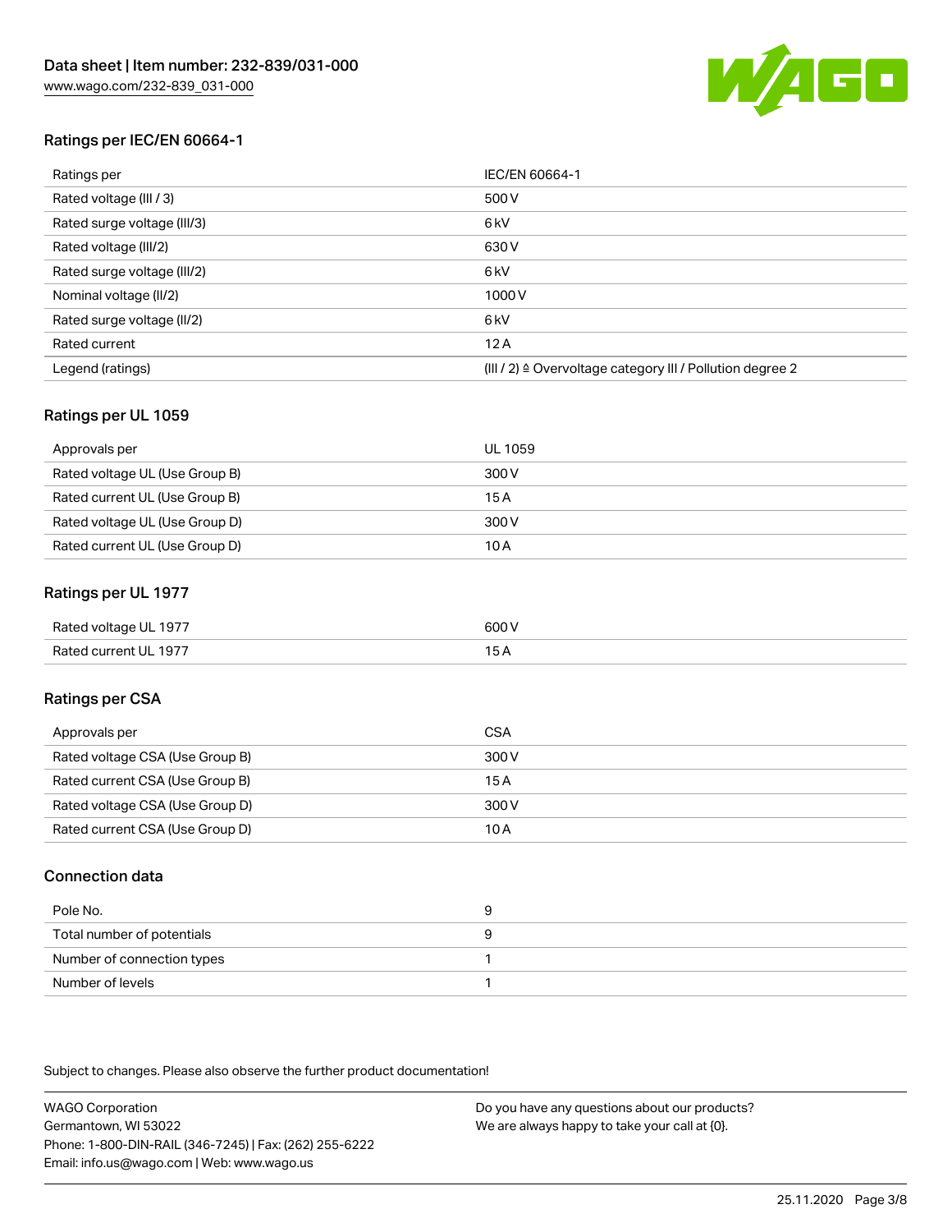## Ratings per IEC/EN 60664-1

| Ratings per | IEC/EN 60664-1 |
| --- | --- |
| Rated voltage (III / 3) | 500 V |
| Rated surge voltage (III/3) | 6 kV |
| Rated voltage (III/2) | 630 V |
| Rated surge voltage (III/2) | 6 kV |
| Nominal voltage (II/2) | 1000 V |
| Rated surge voltage (II/2) | 6 kV |
| Rated current | 12 A |
| Legend (ratings) | (III / 2) ≙ Overvoltage category III / Pollution degree 2 |

## Ratings per UL 1059

| Approvals per | UL 1059 |
| --- | --- |
| Rated voltage UL (Use Group B) | 300 V |
| Rated current UL (Use Group B) | 15 A |
| Rated voltage UL (Use Group D) | 300 V |
| Rated current UL (Use Group D) | 10 A |

## Ratings per UL 1977

| Rated voltage UL 1977 | 600 V |
| --- | --- |
| Rated current UL 1977 | 15 A |

## Ratings per CSA

| Approvals per | CSA |
| --- | --- |
| Rated voltage CSA (Use Group B) | 300 V |
| Rated current CSA (Use Group B) | 15 A |
| Rated voltage CSA (Use Group D) | 300 V |
| Rated current CSA (Use Group D) | 10 A |

## Connection data

| Pole No. | 9 |
| --- | --- |
| Total number of potentials | 9 |
| Number of connection types | 1 |
| Number of levels | 1 |

Subject to changes. Please also observe the further product documentation!

WAGO Corporation
Germantown, WI 53022
Phone: 1-800-DIN-RAIL (346-7245) | Fax: (262) 255-6222
Email: info.us@wago.com | Web: www.wago.us

Do you have any questions about our products?
We are always happy to take your call at {0}.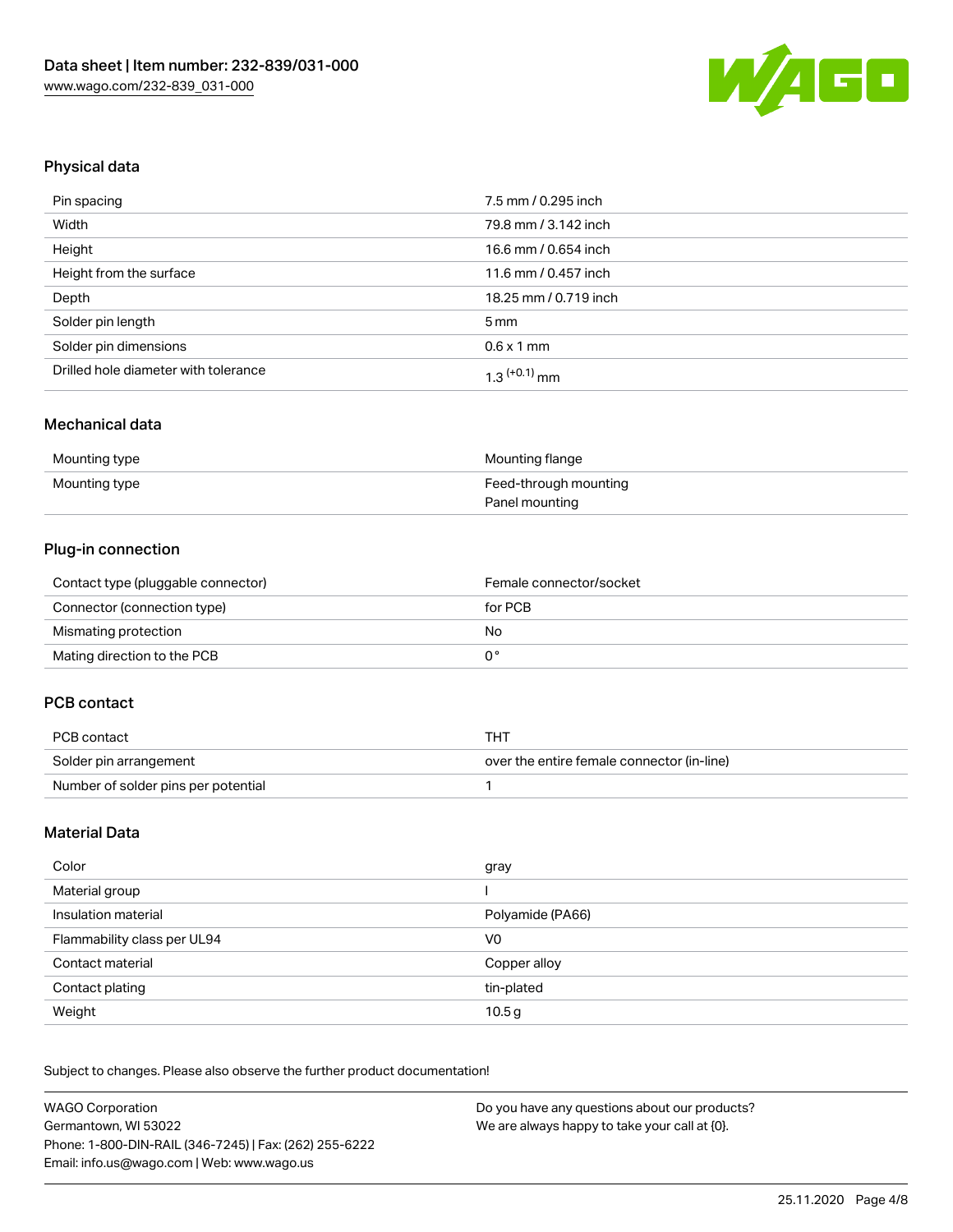## Physical data

| | |
|---|---|
| Pin spacing | 7.5 mm / 0.295 inch |
| Width | 79.8 mm / 3.142 inch |
| Height | 16.6 mm / 0.654 inch |
| Height from the surface | 11.6 mm / 0.457 inch |
| Depth | 18.25 mm / 0.719 inch |
| Solder pin length | 5 mm |
| Solder pin dimensions | 0.6 x 1 mm |
| Drilled hole diameter with tolerance | $1.3^{(+0.1)}$ mm |

## Mechanical data

| | |
|---|---|
| Mounting type | Mounting flange |
| Mounting type | Feed-through mounting<br>Panel mounting |

## Plug-in connection

| | |
|---|---|
| Contact type (pluggable connector) | Female connector/socket |
| Connector (connection type) | for PCB |
| Mismating protection | No |
| Mating direction to the PCB | 0° |

## PCB contact

| | |
|---|---|
| PCB contact | THT |
| Solder pin arrangement | over the entire female connector (in-line) |
| Number of solder pins per potential | 1 |

## Material Data

| | |
|---|---|
| Color | gray |
| Material group | I |
| Insulation material | Polyamide (PA66) |
| Flammability class per UL94 | V0 |
| Contact material | Copper alloy |
| Contact plating | tin-plated |
| Weight | 10.5 g |

Subject to changes. Please also observe the further product documentation!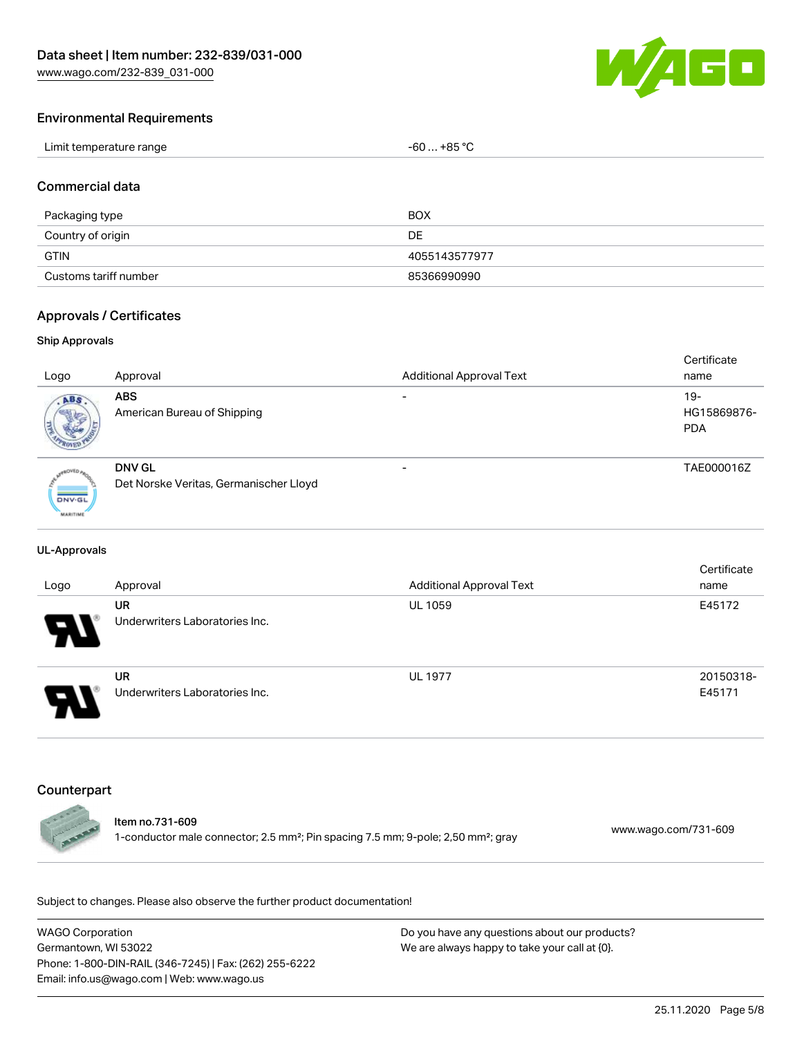### Environmental Requirements

| | |
|---|---|
| Limit temperature range | -60 … +85 °C |

### Commercial data

| | |
|---|---|
| Packaging type | BOX |
| Country of origin | DE |
| GTIN | 4055143577977 |
| Customs tariff number | 85366990990 |

### Approvals / Certificates

#### Ship Approvals

| Logo | Approval | Additional Approval Text | Certificate name |
|---|---|---|---|
| | **ABS** American Bureau of Shipping | - | 19-HG15869876-PDA |
| | **DNV GL** Det Norske Veritas, Germanischer Lloyd | - | TAE000016Z |

#### UL-Approvals

| Logo | Approval | Additional Approval Text | Certificate name |
|---|---|---|---|
| | **UR** Underwriters Laboratories Inc. | UL 1059 | E45172 |
| | **UR** Underwriters Laboratories Inc. | UL 1977 | 20150318-E45171 |

### Counterpart

| | | |
|---|---|---|
| | Item no.731-609<br>1-conductor male connector; 2.5 mm²; Pin spacing 7.5 mm; 9-pole; 2,50 mm²; gray | www.wago.com/731-609 |

Subject to changes. Please also observe the further product documentation!

WAGO Corporation
Germantown, WI 53022
Phone: 1-800-DIN-RAIL (346-7245) | Fax: (262) 255-6222
Email: info.us@wago.com | Web: www.wago.us

Do you have any questions about our products?
We are always happy to take your call at {0}.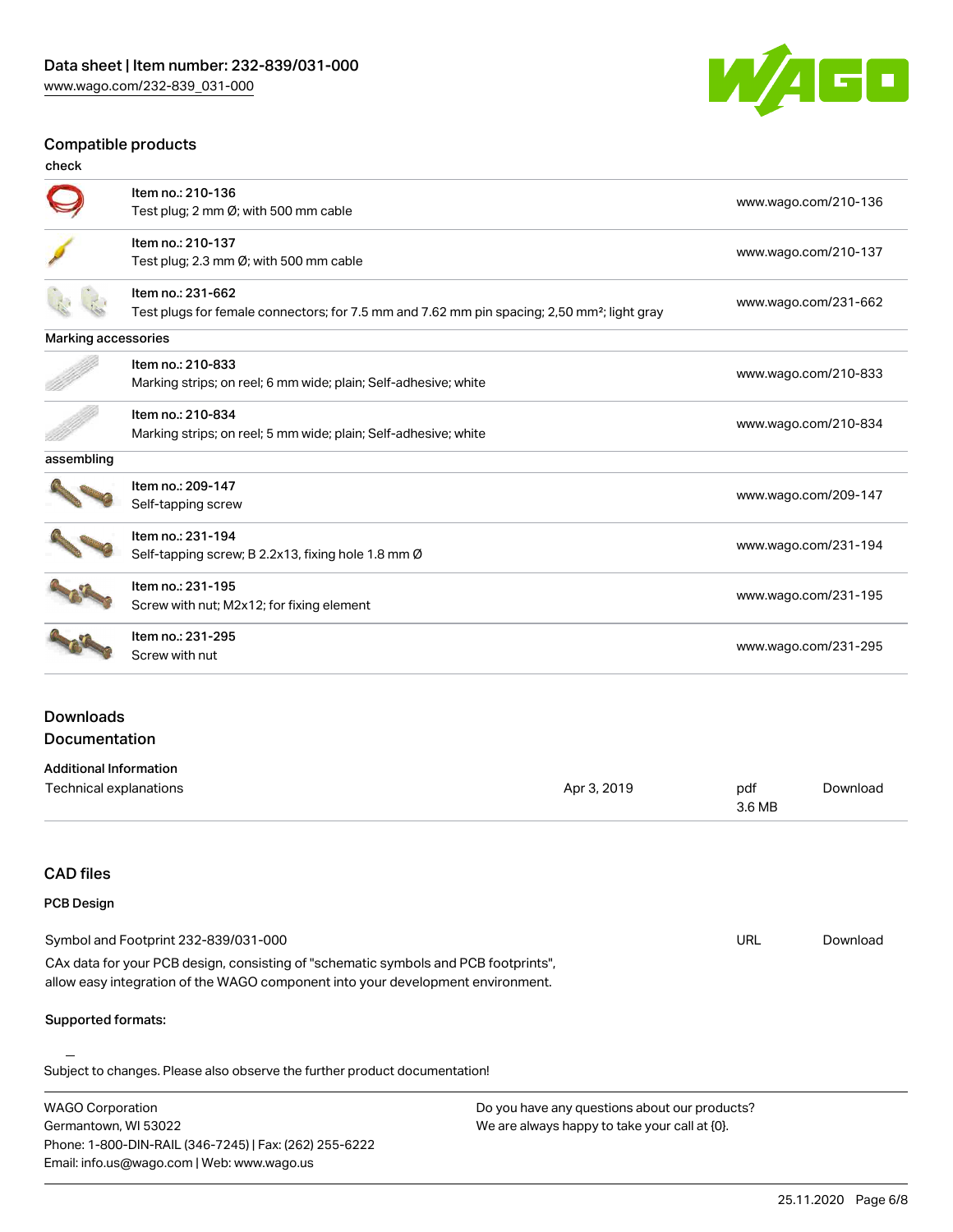## Compatible products

check

| Item | Description | Link |
| --- | --- | --- |
| Item no.: 210-136 | Test plug; 2 mm Ø; with 500 mm cable | www.wago.com/210-136 |
| Item no.: 210-137 | Test plug; 2.3 mm Ø; with 500 mm cable | www.wago.com/210-137 |
| Item no.: 231-662 | Test plugs for female connectors; for 7.5 mm and 7.62 mm pin spacing; 2,50 mm²; light gray | www.wago.com/231-662 |

Marking accessories

| Item | Description | Link |
| --- | --- | --- |
| Item no.: 210-833 | Marking strips; on reel; 6 mm wide; plain; Self-adhesive; white | www.wago.com/210-833 |
| Item no.: 210-834 | Marking strips; on reel; 5 mm wide; plain; Self-adhesive; white | www.wago.com/210-834 |

assembling

| Item | Description | Link |
| --- | --- | --- |
| Item no.: 209-147 | Self-tapping screw | www.wago.com/209-147 |
| Item no.: 231-194 | Self-tapping screw; B 2.2x13, fixing hole 1.8 mm Ø | www.wago.com/231-194 |
| Item no.: 231-195 | Screw with nut; M2x12; for fixing element | www.wago.com/231-195 |
| Item no.: 231-295 | Screw with nut | www.wago.com/231-295 |

## Downloads

### Documentation

**Additional Information**

| Document | Date | Format | |
| --- | --- | --- | --- |
| Technical explanations | Apr 3, 2019 | pdf 3.6 MB | Download |

## CAD files

### PCB Design

| Document | Format | |
| --- | --- | --- |
| Symbol and Footprint 232-839/031-000 | URL | Download |

CAx data for your PCB design, consisting of "schematic symbols and PCB footprints", allow easy integration of the WAGO component into your development environment.

**Supported formats:**

Subject to changes. Please also observe the further product documentation!

WAGO Corporation
Germantown, WI 53022
Phone: 1-800-DIN-RAIL (346-7245) | Fax: (262) 255-6222
Email: info.us@wago.com | Web: www.wago.us

Do you have any questions about our products?
We are always happy to take your call at {0}.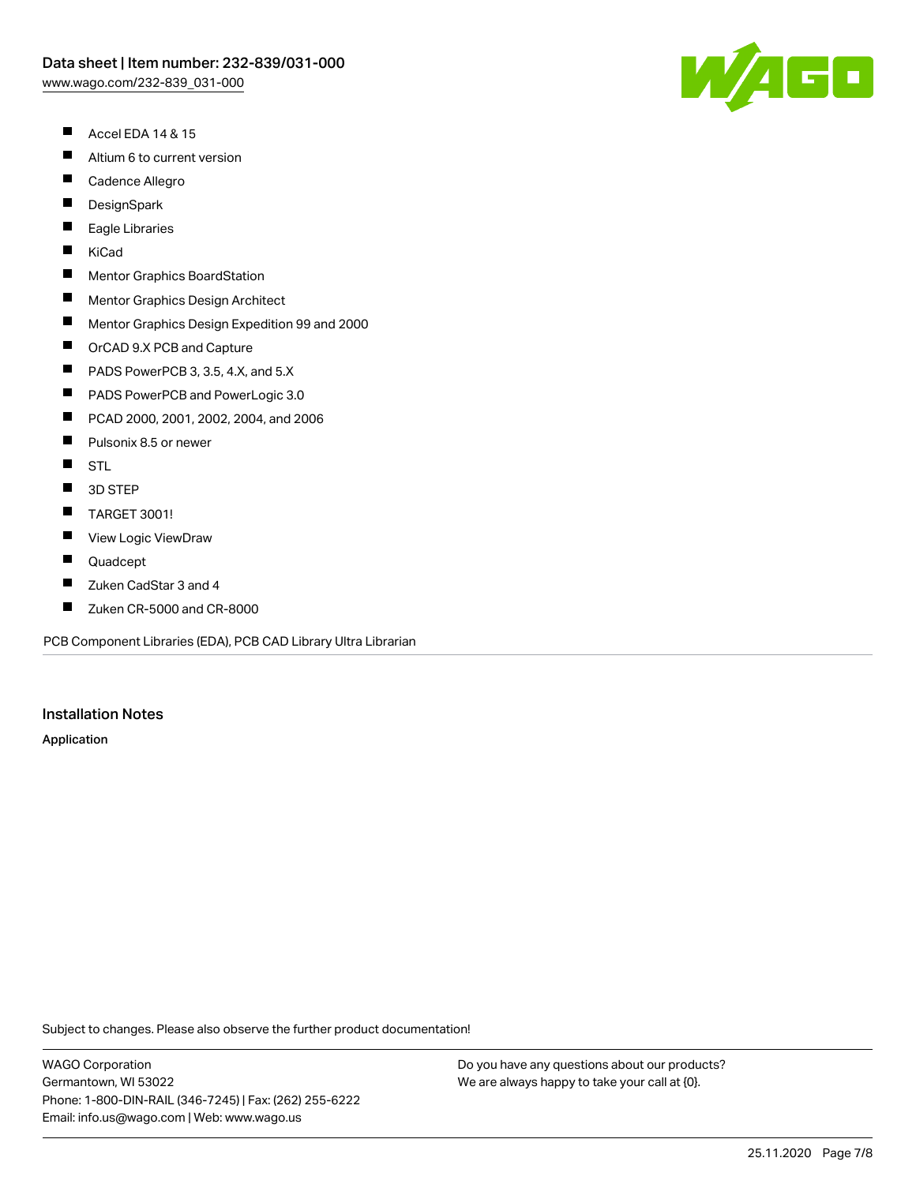- Accel EDA 14 & 15
- Altium 6 to current version
- Cadence Allegro
- DesignSpark
- Eagle Libraries
- KiCad
- Mentor Graphics BoardStation
- Mentor Graphics Design Architect
- Mentor Graphics Design Expedition 99 and 2000
- OrCAD 9.X PCB and Capture
- PADS PowerPCB 3, 3.5, 4.X, and 5.X
- PADS PowerPCB and PowerLogic 3.0
- PCAD 2000, 2001, 2002, 2004, and 2006
- Pulsonix 8.5 or newer
- STL
- 3D STEP
- TARGET 3001!
- View Logic ViewDraw
- Quadcept
- Zuken CadStar 3 and 4
- Zuken CR-5000 and CR-8000

PCB Component Libraries (EDA), PCB CAD Library Ultra Librarian

## Installation Notes

Application

Subject to changes. Please also observe the further product documentation!

WAGO Corporation
Germantown, WI 53022
Phone: 1-800-DIN-RAIL (346-7245) | Fax: (262) 255-6222
Email: info.us@wago.com | Web: www.wago.us

Do you have any questions about our products?
We are always happy to take your call at {0}.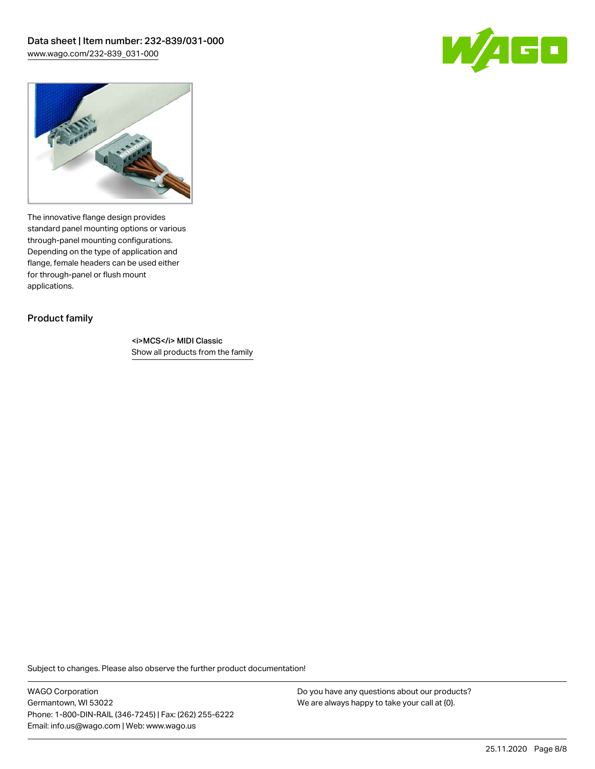The innovative flange design provides standard panel mounting options or various through-panel mounting configurations. Depending on the type of application and flange, female headers can be used either for through-panel or flush mount applications.

## Product family

<i>MCS</i> MIDI Classic
Show all products from the family

Subject to changes. Please also observe the further product documentation!

WAGO Corporation
Germantown, WI 53022
Phone: 1-800-DIN-RAIL (346-7245) | Fax: (262) 255-6222
Email: info.us@wago.com | Web: www.wago.us

Do you have any questions about our products?
We are always happy to take your call at {0}.